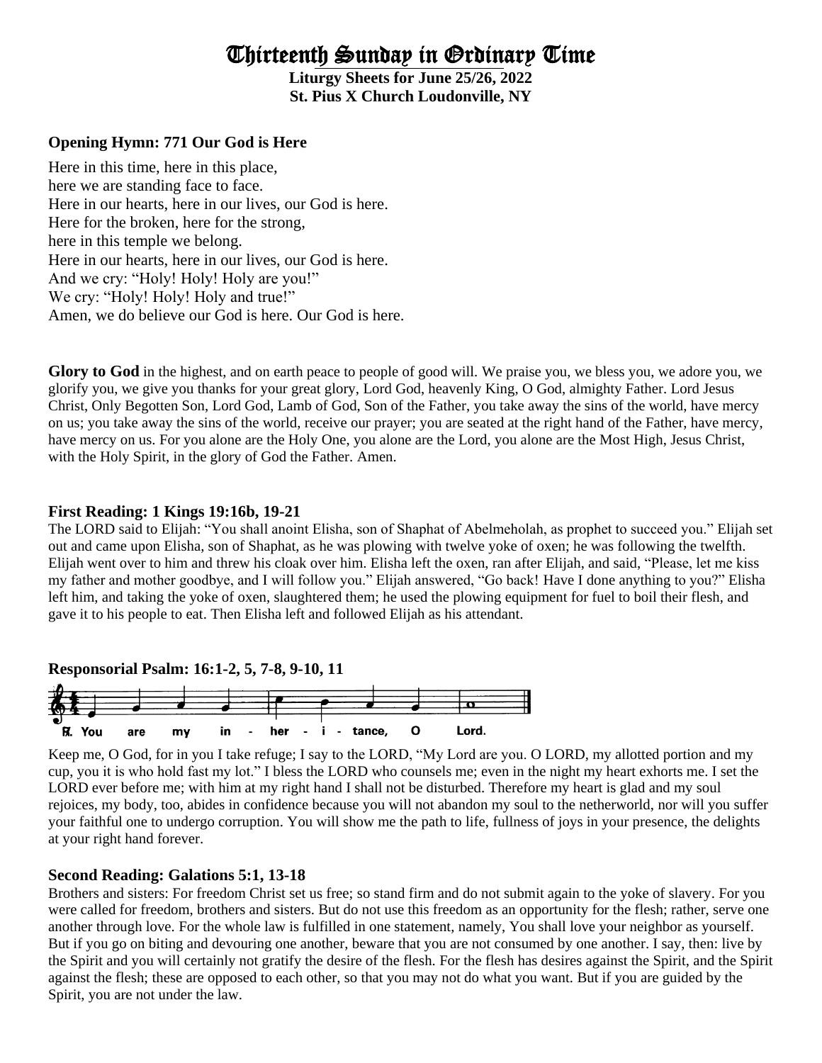# Thirteenth Sunday in Ordinary Time

**Liturgy Sheets for June 25/26, 2022**
**St. Pius X Church Loudonville, NY**

**Opening Hymn: 771 Our God is Here**

Here in this time, here in this place,
here we are standing face to face.
Here in our hearts, here in our lives, our God is here.
Here for the broken, here for the strong,
here in this temple we belong.
Here in our hearts, here in our lives, our God is here.
And we cry: "Holy! Holy! Holy are you!"
We cry: "Holy! Holy! Holy and true!"
Amen, we do believe our God is here. Our God is here.

**Glory to God** in the highest, and on earth peace to people of good will. We praise you, we bless you, we adore you, we glorify you, we give you thanks for your great glory, Lord God, heavenly King, O God, almighty Father. Lord Jesus Christ, Only Begotten Son, Lord God, Lamb of God, Son of the Father, you take away the sins of the world, have mercy on us; you take away the sins of the world, receive our prayer; you are seated at the right hand of the Father, have mercy, have mercy on us. For you alone are the Holy One, you alone are the Lord, you alone are the Most High, Jesus Christ, with the Holy Spirit, in the glory of God the Father. Amen.

**First Reading: 1 Kings 19:16b, 19-21**
The LORD said to Elijah: "You shall anoint Elisha, son of Shaphat of Abelmeholah, as prophet to succeed you." Elijah set out and came upon Elisha, son of Shaphat, as he was plowing with twelve yoke of oxen; he was following the twelfth. Elijah went over to him and threw his cloak over him. Elisha left the oxen, ran after Elijah, and said, "Please, let me kiss my father and mother goodbye, and I will follow you." Elijah answered, "Go back! Have I done anything to you?" Elisha left him, and taking the yoke of oxen, slaughtered them; he used the plowing equipment for fuel to boil their flesh, and gave it to his people to eat. Then Elisha left and followed Elijah as his attendant.

**Responsorial Psalm: 16:1-2, 5, 7-8, 9-10, 11**

℟. You are my inheritance, O Lord.

Keep me, O God, for in you I take refuge; I say to the LORD, "My Lord are you. O LORD, my allotted portion and my cup, you it is who hold fast my lot." I bless the LORD who counsels me; even in the night my heart exhorts me. I set the LORD ever before me; with him at my right hand I shall not be disturbed. Therefore my heart is glad and my soul rejoices, my body, too, abides in confidence because you will not abandon my soul to the netherworld, nor will you suffer your faithful one to undergo corruption. You will show me the path to life, fullness of joys in your presence, the delights at your right hand forever.

**Second Reading: Galatians 5:1, 13-18**
Brothers and sisters: For freedom Christ set us free; so stand firm and do not submit again to the yoke of slavery. For you were called for freedom, brothers and sisters. But do not use this freedom as an opportunity for the flesh; rather, serve one another through love. For the whole law is fulfilled in one statement, namely, You shall love your neighbor as yourself. But if you go on biting and devouring one another, beware that you are not consumed by one another. I say, then: live by the Spirit and you will certainly not gratify the desire of the flesh. For the flesh has desires against the Spirit, and the Spirit against the flesh; these are opposed to each other, so that you may not do what you want. But if you are guided by the Spirit, you are not under the law.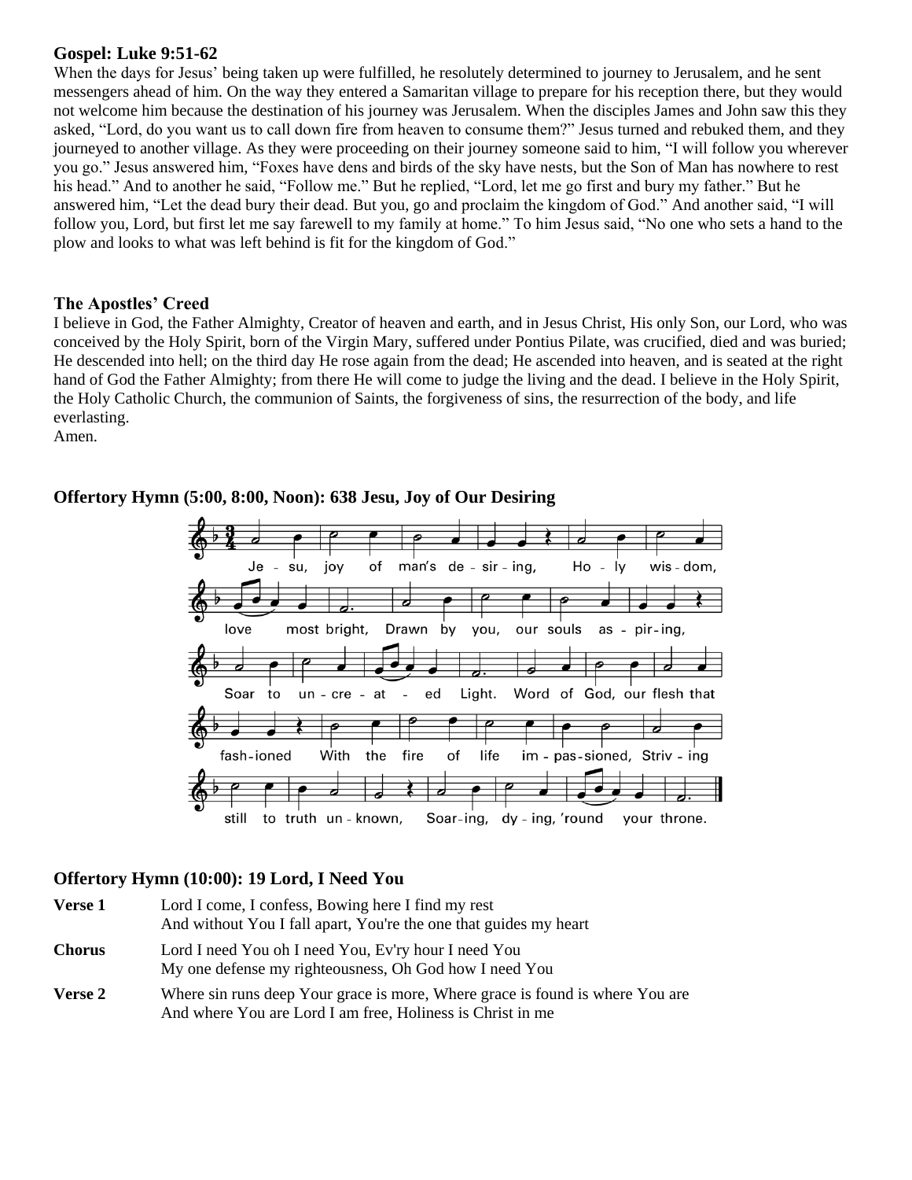### Gospel: Luke 9:51-62

When the days for Jesus' being taken up were fulfilled, he resolutely determined to journey to Jerusalem, and he sent messengers ahead of him. On the way they entered a Samaritan village to prepare for his reception there, but they would not welcome him because the destination of his journey was Jerusalem. When the disciples James and John saw this they asked, "Lord, do you want us to call down fire from heaven to consume them?" Jesus turned and rebuked them, and they journeyed to another village. As they were proceeding on their journey someone said to him, "I will follow you wherever you go." Jesus answered him, "Foxes have dens and birds of the sky have nests, but the Son of Man has nowhere to rest his head." And to another he said, "Follow me." But he replied, "Lord, let me go first and bury my father." But he answered him, "Let the dead bury their dead. But you, go and proclaim the kingdom of God." And another said, "I will follow you, Lord, but first let me say farewell to my family at home." To him Jesus said, "No one who sets a hand to the plow and looks to what was left behind is fit for the kingdom of God."

### The Apostles' Creed

I believe in God, the Father Almighty, Creator of heaven and earth, and in Jesus Christ, His only Son, our Lord, who was conceived by the Holy Spirit, born of the Virgin Mary, suffered under Pontius Pilate, was crucified, died and was buried; He descended into hell; on the third day He rose again from the dead; He ascended into heaven, and is seated at the right hand of God the Father Almighty; from there He will come to judge the living and the dead. I believe in the Holy Spirit, the Holy Catholic Church, the communion of Saints, the forgiveness of sins, the resurrection of the body, and life everlasting.
Amen.

### Offertory Hymn (5:00, 8:00, Noon): 638 Jesu, Joy of Our Desiring

Jesu, joy of man's desiring, Holy wisdom, love most bright, Drawn by you, our souls aspiring, Soar to uncreated Light. Word of God, our flesh that fashioned With the fire of life impassioned, Striving still to truth unknown, Soaring, dying, 'round your throne.

### Offertory Hymn (10:00): 19 Lord, I Need You

**Verse 1** Lord I come, I confess, Bowing here I find my rest
And without You I fall apart, You're the one that guides my heart

**Chorus** Lord I need You oh I need You, Ev'ry hour I need You
My one defense my righteousness, Oh God how I need You

**Verse 2** Where sin runs deep Your grace is more, Where grace is found is where You are
And where You are Lord I am free, Holiness is Christ in me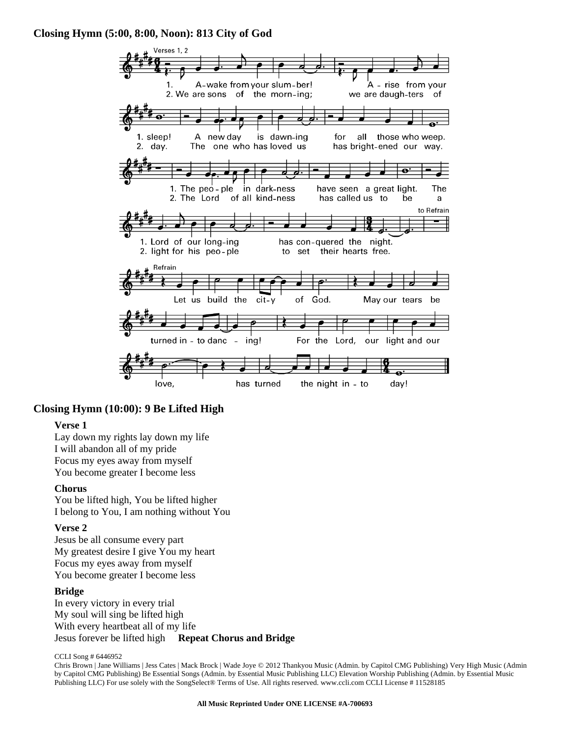**Closing Hymn (5:00, 8:00, Noon): 813 City of God**

**Closing Hymn (10:00): 9 Be Lifted High**

**Verse 1**
Lay down my rights lay down my life
I will abandon all of my pride
Focus my eyes away from myself
You become greater I become less

**Chorus**
You be lifted high, You be lifted higher
I belong to You, I am nothing without You

**Verse 2**
Jesus be all consume every part
My greatest desire I give You my heart
Focus my eyes away from myself
You become greater I become less

**Bridge**
In every victory in every trial
My soul will sing be lifted high
With every heartbeat all of my life
Jesus forever be lifted high **Repeat Chorus and Bridge**

CCLI Song # 6446952
Chris Brown | Jane Williams | Jess Cates | Mack Brock | Wade Joye © 2012 Thankyou Music (Admin. by Capitol CMG Publishing) Very High Music (Admin by Capitol CMG Publishing) Be Essential Songs (Admin. by Essential Music Publishing LLC) Elevation Worship Publishing (Admin. by Essential Music Publishing LLC) For use solely with the SongSelect® Terms of Use. All rights reserved. www.ccli.com CCLI License # 11528185

**All Music Reprinted Under ONE LICENSE #A-700693**